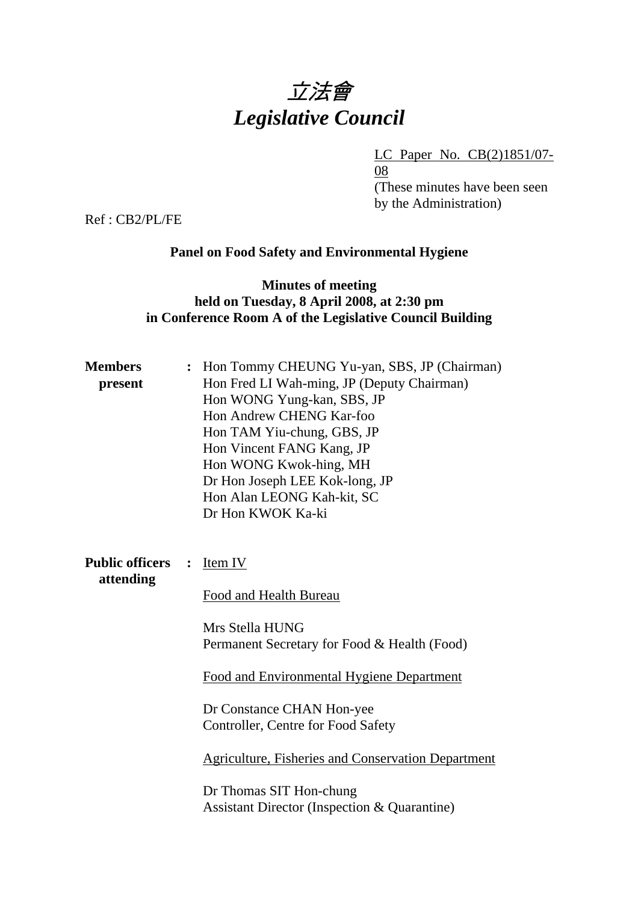# 立法會
# *Legislative Council*

LC Paper No. CB(2)1851/07-08
(These minutes have been seen by the Administration)

Ref : CB2/PL/FE

**Panel on Food Safety and Environmental Hygiene**

**Minutes of meeting held on Tuesday, 8 April 2008, at 2:30 pm in Conference Room A of the Legislative Council Building**

**Members present** : Hon Tommy CHEUNG Yu-yan, SBS, JP (Chairman)
Hon Fred LI Wah-ming, JP (Deputy Chairman)
Hon WONG Yung-kan, SBS, JP
Hon Andrew CHENG Kar-foo
Hon TAM Yiu-chung, GBS, JP
Hon Vincent FANG Kang, JP
Hon WONG Kwok-hing, MH
Dr Hon Joseph LEE Kok-long, JP
Hon Alan LEONG Kah-kit, SC
Dr Hon KWOK Ka-ki

**Public officers attending** : Item IV

Food and Health Bureau

Mrs Stella HUNG
Permanent Secretary for Food & Health (Food)

Food and Environmental Hygiene Department

Dr Constance CHAN Hon-yee
Controller, Centre for Food Safety

Agriculture, Fisheries and Conservation Department

Dr Thomas SIT Hon-chung
Assistant Director (Inspection & Quarantine)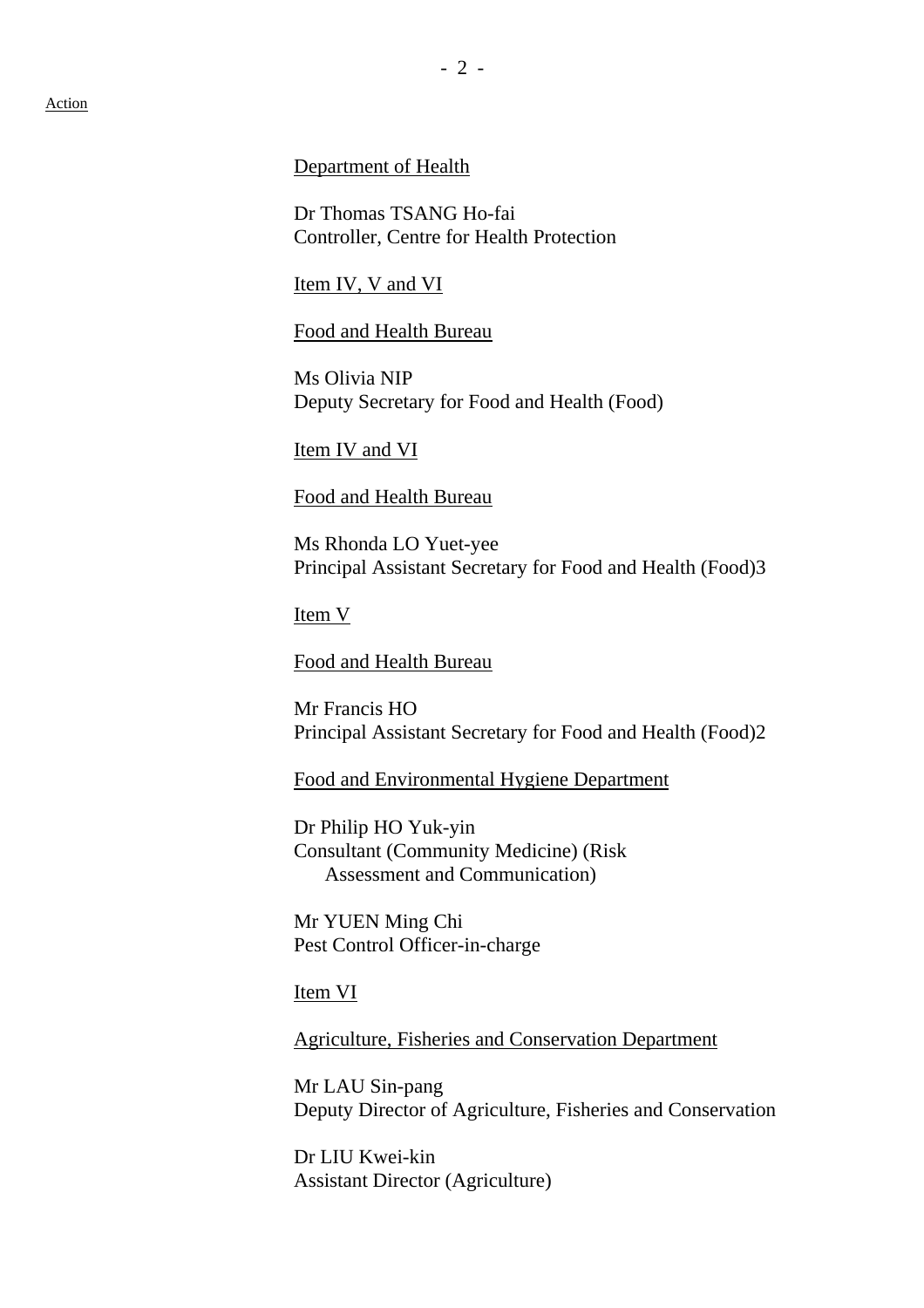Action

Department of Health

Dr Thomas TSANG Ho-fai
Controller, Centre for Health Protection

Item IV, V and VI

Food and Health Bureau

Ms Olivia NIP
Deputy Secretary for Food and Health (Food)

Item IV and VI

Food and Health Bureau

Ms Rhonda LO Yuet-yee
Principal Assistant Secretary for Food and Health (Food)3

Item V

Food and Health Bureau

Mr Francis HO
Principal Assistant Secretary for Food and Health (Food)2

Food and Environmental Hygiene Department

Dr Philip HO Yuk-yin
Consultant (Community Medicine) (Risk Assessment and Communication)

Mr YUEN Ming Chi
Pest Control Officer-in-charge

Item VI

Agriculture, Fisheries and Conservation Department

Mr LAU Sin-pang
Deputy Director of Agriculture, Fisheries and Conservation

Dr LIU Kwei-kin
Assistant Director (Agriculture)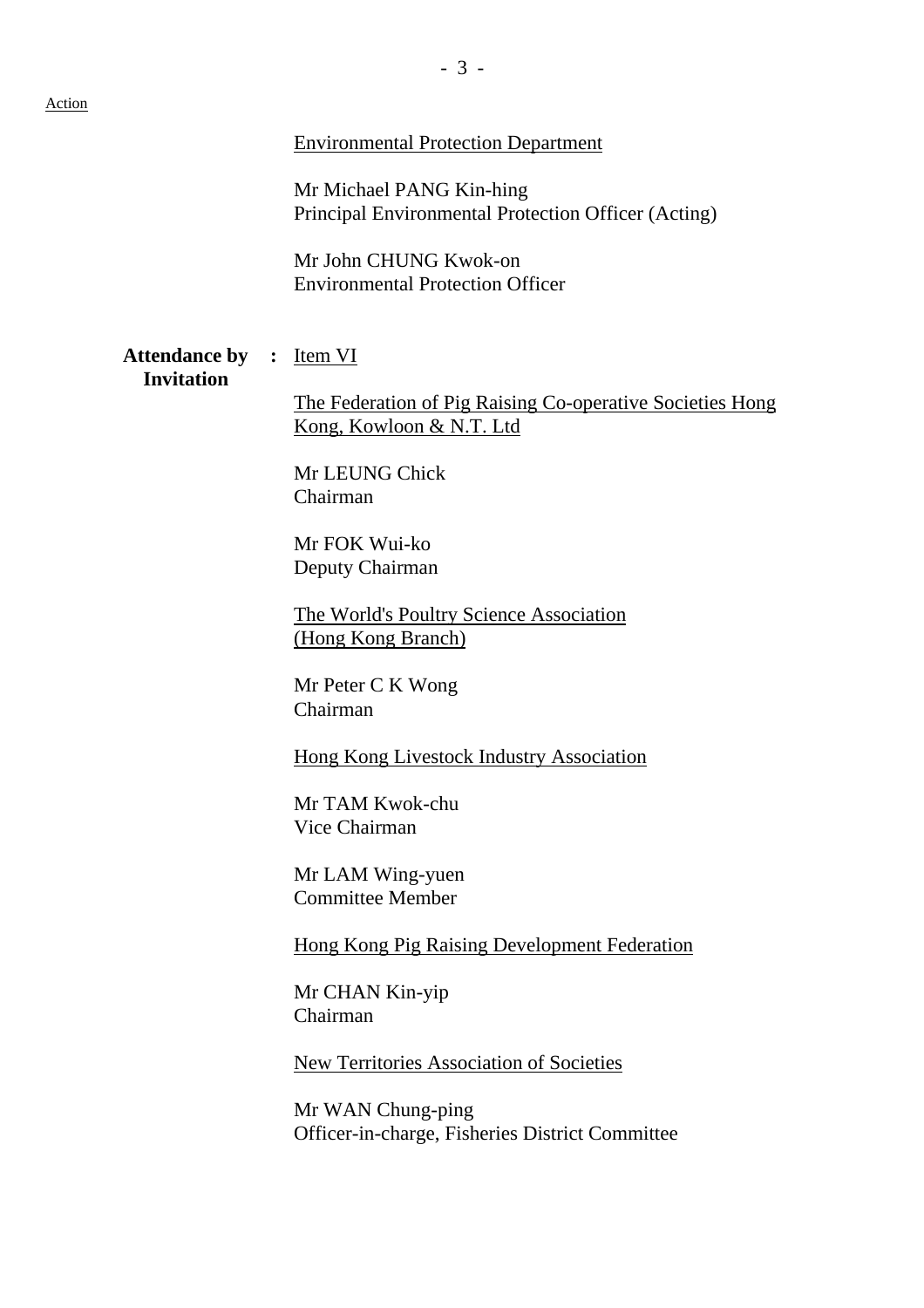Action

Environmental Protection Department

Mr Michael PANG Kin-hing
Principal Environmental Protection Officer (Acting)

Mr John CHUNG Kwok-on
Environmental Protection Officer

**Attendance by Invitation** : Item VI

The Federation of Pig Raising Co-operative Societies Hong Kong, Kowloon & N.T. Ltd

Mr LEUNG Chick
Chairman

Mr FOK Wui-ko
Deputy Chairman

The World's Poultry Science Association (Hong Kong Branch)

Mr Peter C K Wong
Chairman

Hong Kong Livestock Industry Association

Mr TAM Kwok-chu
Vice Chairman

Mr LAM Wing-yuen
Committee Member

Hong Kong Pig Raising Development Federation

Mr CHAN Kin-yip
Chairman

New Territories Association of Societies

Mr WAN Chung-ping
Officer-in-charge, Fisheries District Committee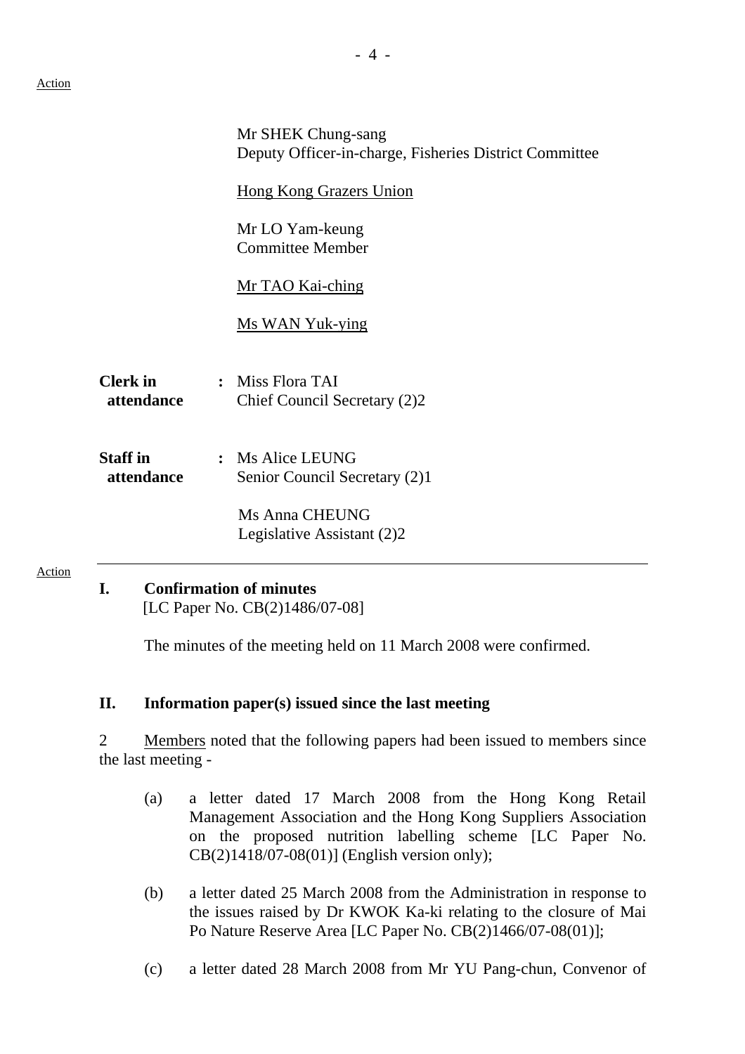Action

Mr SHEK Chung-sang
Deputy Officer-in-charge, Fisheries District Committee

Hong Kong Grazers Union

Mr LO Yam-keung
Committee Member

Mr TAO Kai-ching

Ms WAN Yuk-ying

**Clerk in attendance** : Miss Flora TAI
Chief Council Secretary (2)2

**Staff in attendance** : Ms Alice LEUNG
Senior Council Secretary (2)1

Ms Anna CHEUNG
Legislative Assistant (2)2

---

Action

**I. Confirmation of minutes**
[LC Paper No. CB(2)1486/07-08]

The minutes of the meeting held on 11 March 2008 were confirmed.

**II. Information paper(s) issued since the last meeting**

2 Members noted that the following papers had been issued to members since the last meeting -

(a) a letter dated 17 March 2008 from the Hong Kong Retail Management Association and the Hong Kong Suppliers Association on the proposed nutrition labelling scheme [LC Paper No. CB(2)1418/07-08(01)] (English version only);

(b) a letter dated 25 March 2008 from the Administration in response to the issues raised by Dr KWOK Ka-ki relating to the closure of Mai Po Nature Reserve Area [LC Paper No. CB(2)1466/07-08(01)];

(c) a letter dated 28 March 2008 from Mr YU Pang-chun, Convenor of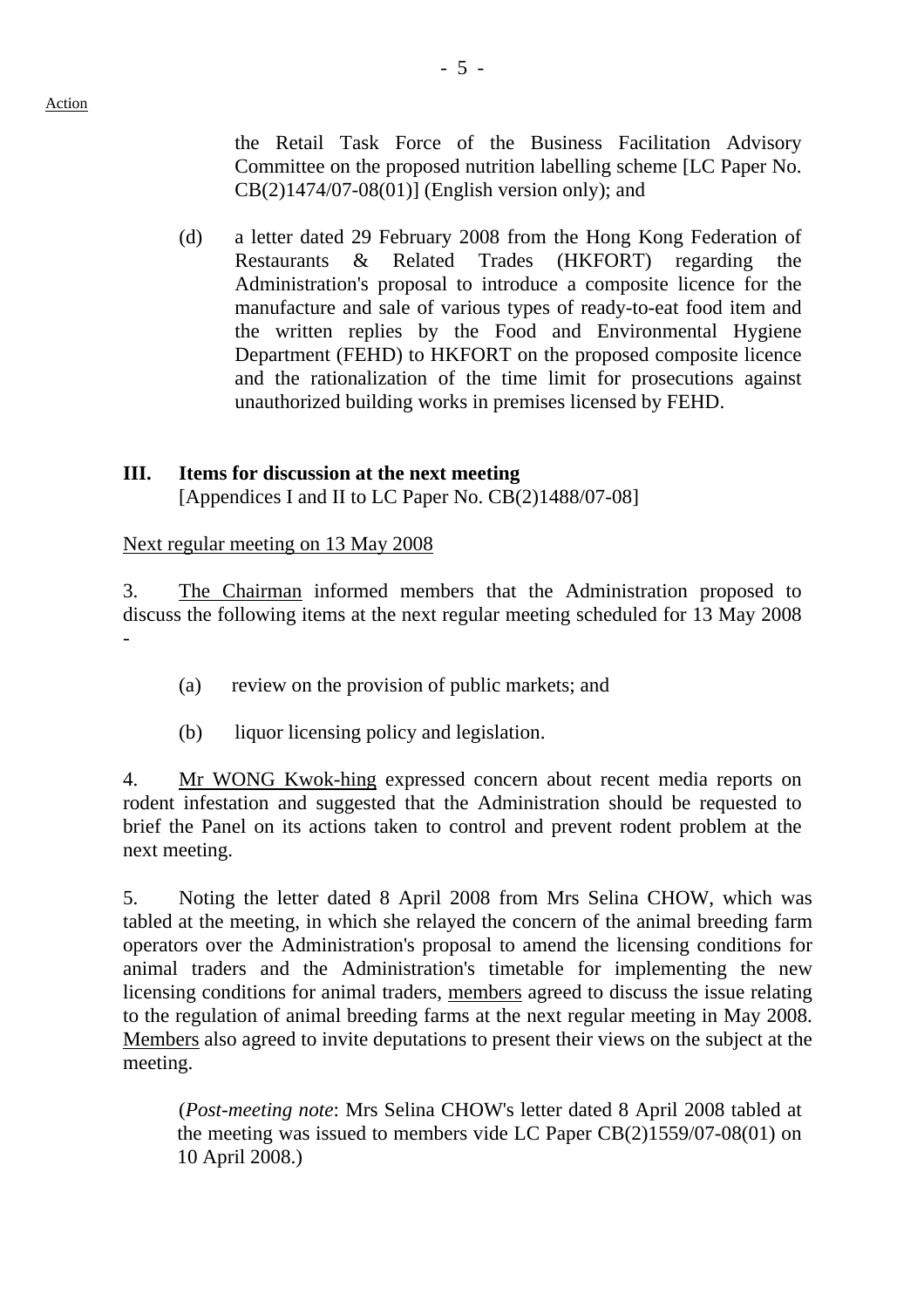Action

the Retail Task Force of the Business Facilitation Advisory Committee on the proposed nutrition labelling scheme [LC Paper No. CB(2)1474/07-08(01)] (English version only); and

(d) a letter dated 29 February 2008 from the Hong Kong Federation of Restaurants & Related Trades (HKFORT) regarding the Administration's proposal to introduce a composite licence for the manufacture and sale of various types of ready-to-eat food item and the written replies by the Food and Environmental Hygiene Department (FEHD) to HKFORT on the proposed composite licence and the rationalization of the time limit for prosecutions against unauthorized building works in premises licensed by FEHD.

**III. Items for discussion at the next meeting**
[Appendices I and II to LC Paper No. CB(2)1488/07-08]

Next regular meeting on 13 May 2008

3. The Chairman informed members that the Administration proposed to discuss the following items at the next regular meeting scheduled for 13 May 2008 -

(a) review on the provision of public markets; and

(b) liquor licensing policy and legislation.

4. Mr WONG Kwok-hing expressed concern about recent media reports on rodent infestation and suggested that the Administration should be requested to brief the Panel on its actions taken to control and prevent rodent problem at the next meeting.

5. Noting the letter dated 8 April 2008 from Mrs Selina CHOW, which was tabled at the meeting, in which she relayed the concern of the animal breeding farm operators over the Administration's proposal to amend the licensing conditions for animal traders and the Administration's timetable for implementing the new licensing conditions for animal traders, members agreed to discuss the issue relating to the regulation of animal breeding farms at the next regular meeting in May 2008. Members also agreed to invite deputations to present their views on the subject at the meeting.

(*Post-meeting note*: Mrs Selina CHOW's letter dated 8 April 2008 tabled at the meeting was issued to members vide LC Paper CB(2)1559/07-08(01) on 10 April 2008.)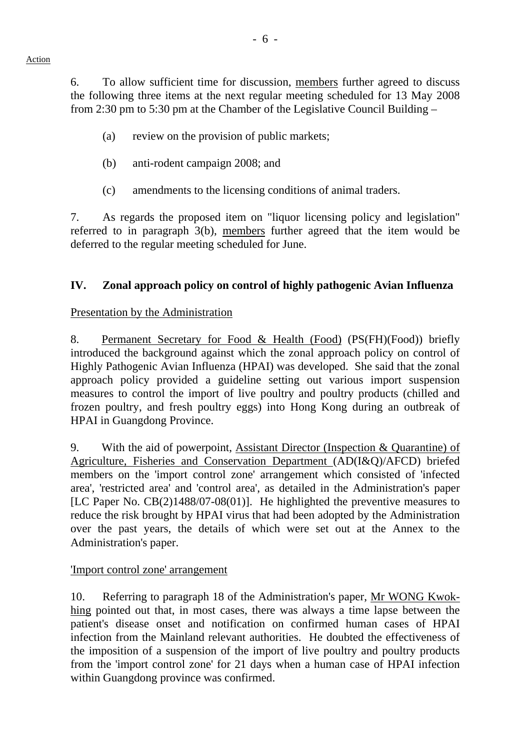6. To allow sufficient time for discussion, members further agreed to discuss the following three items at the next regular meeting scheduled for 13 May 2008 from 2:30 pm to 5:30 pm at the Chamber of the Legislative Council Building –

   (a) review on the provision of public markets;

   (b) anti-rodent campaign 2008; and

   (c) amendments to the licensing conditions of animal traders.

7. As regards the proposed item on "liquor licensing policy and legislation" referred to in paragraph 3(b), members further agreed that the item would be deferred to the regular meeting scheduled for June.

## IV. Zonal approach policy on control of highly pathogenic Avian Influenza

Presentation by the Administration

8. Permanent Secretary for Food & Health (Food) (PS(FH)(Food)) briefly introduced the background against which the zonal approach policy on control of Highly Pathogenic Avian Influenza (HPAI) was developed. She said that the zonal approach policy provided a guideline setting out various import suspension measures to control the import of live poultry and poultry products (chilled and frozen poultry, and fresh poultry eggs) into Hong Kong during an outbreak of HPAI in Guangdong Province.

9. With the aid of powerpoint, Assistant Director (Inspection & Quarantine) of Agriculture, Fisheries and Conservation Department (AD(I&Q)/AFCD) briefed members on the 'import control zone' arrangement which consisted of 'infected area', 'restricted area' and 'control area', as detailed in the Administration's paper [LC Paper No. CB(2)1488/07-08(01)]. He highlighted the preventive measures to reduce the risk brought by HPAI virus that had been adopted by the Administration over the past years, the details of which were set out at the Annex to the Administration's paper.

'Import control zone' arrangement

10. Referring to paragraph 18 of the Administration's paper, Mr WONG Kwok-hing pointed out that, in most cases, there was always a time lapse between the patient's disease onset and notification on confirmed human cases of HPAI infection from the Mainland relevant authorities. He doubted the effectiveness of the imposition of a suspension of the import of live poultry and poultry products from the 'import control zone' for 21 days when a human case of HPAI infection within Guangdong province was confirmed.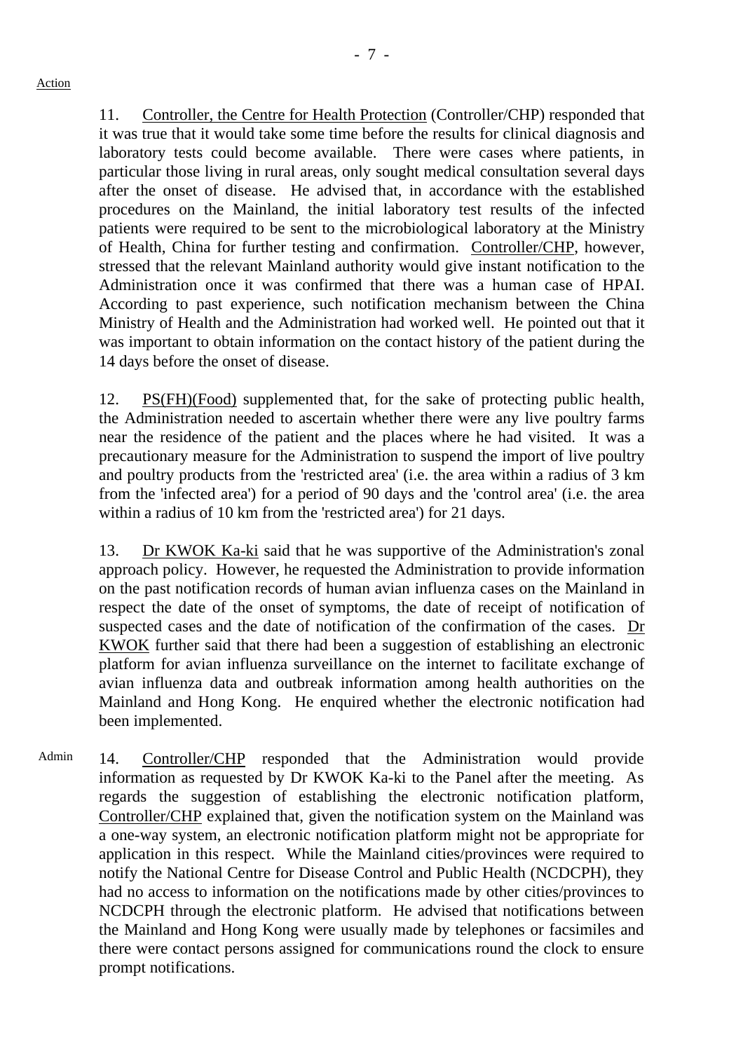Action

11. Controller, the Centre for Health Protection (Controller/CHP) responded that it was true that it would take some time before the results for clinical diagnosis and laboratory tests could become available. There were cases where patients, in particular those living in rural areas, only sought medical consultation several days after the onset of disease. He advised that, in accordance with the established procedures on the Mainland, the initial laboratory test results of the infected patients were required to be sent to the microbiological laboratory at the Ministry of Health, China for further testing and confirmation. Controller/CHP, however, stressed that the relevant Mainland authority would give instant notification to the Administration once it was confirmed that there was a human case of HPAI. According to past experience, such notification mechanism between the China Ministry of Health and the Administration had worked well. He pointed out that it was important to obtain information on the contact history of the patient during the 14 days before the onset of disease.

12. PS(FH)(Food) supplemented that, for the sake of protecting public health, the Administration needed to ascertain whether there were any live poultry farms near the residence of the patient and the places where he had visited. It was a precautionary measure for the Administration to suspend the import of live poultry and poultry products from the 'restricted area' (i.e. the area within a radius of 3 km from the 'infected area') for a period of 90 days and the 'control area' (i.e. the area within a radius of 10 km from the 'restricted area') for 21 days.

13. Dr KWOK Ka-ki said that he was supportive of the Administration's zonal approach policy. However, he requested the Administration to provide information on the past notification records of human avian influenza cases on the Mainland in respect the date of the onset of symptoms, the date of receipt of notification of suspected cases and the date of notification of the confirmation of the cases. Dr KWOK further said that there had been a suggestion of establishing an electronic platform for avian influenza surveillance on the internet to facilitate exchange of avian influenza data and outbreak information among health authorities on the Mainland and Hong Kong. He enquired whether the electronic notification had been implemented.

Admin

14. Controller/CHP responded that the Administration would provide information as requested by Dr KWOK Ka-ki to the Panel after the meeting. As regards the suggestion of establishing the electronic notification platform, Controller/CHP explained that, given the notification system on the Mainland was a one-way system, an electronic notification platform might not be appropriate for application in this respect. While the Mainland cities/provinces were required to notify the National Centre for Disease Control and Public Health (NCDCPH), they had no access to information on the notifications made by other cities/provinces to NCDCPH through the electronic platform. He advised that notifications between the Mainland and Hong Kong were usually made by telephones or facsimiles and there were contact persons assigned for communications round the clock to ensure prompt notifications.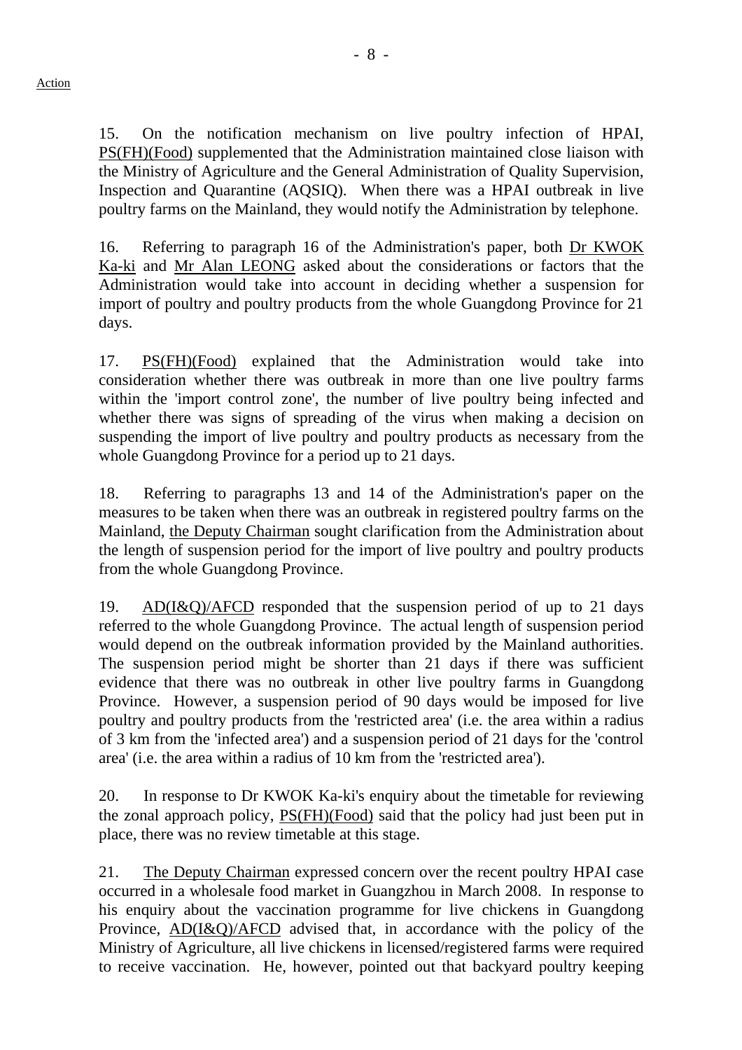Action

15. On the notification mechanism on live poultry infection of HPAI, PS(FH)(Food) supplemented that the Administration maintained close liaison with the Ministry of Agriculture and the General Administration of Quality Supervision, Inspection and Quarantine (AQSIQ). When there was a HPAI outbreak in live poultry farms on the Mainland, they would notify the Administration by telephone.

16. Referring to paragraph 16 of the Administration's paper, both Dr KWOK Ka-ki and Mr Alan LEONG asked about the considerations or factors that the Administration would take into account in deciding whether a suspension for import of poultry and poultry products from the whole Guangdong Province for 21 days.

17. PS(FH)(Food) explained that the Administration would take into consideration whether there was outbreak in more than one live poultry farms within the 'import control zone', the number of live poultry being infected and whether there was signs of spreading of the virus when making a decision on suspending the import of live poultry and poultry products as necessary from the whole Guangdong Province for a period up to 21 days.

18. Referring to paragraphs 13 and 14 of the Administration's paper on the measures to be taken when there was an outbreak in registered poultry farms on the Mainland, the Deputy Chairman sought clarification from the Administration about the length of suspension period for the import of live poultry and poultry products from the whole Guangdong Province.

19. AD(I&Q)/AFCD responded that the suspension period of up to 21 days referred to the whole Guangdong Province. The actual length of suspension period would depend on the outbreak information provided by the Mainland authorities. The suspension period might be shorter than 21 days if there was sufficient evidence that there was no outbreak in other live poultry farms in Guangdong Province. However, a suspension period of 90 days would be imposed for live poultry and poultry products from the 'restricted area' (i.e. the area within a radius of 3 km from the 'infected area') and a suspension period of 21 days for the 'control area' (i.e. the area within a radius of 10 km from the 'restricted area').

20. In response to Dr KWOK Ka-ki's enquiry about the timetable for reviewing the zonal approach policy, PS(FH)(Food) said that the policy had just been put in place, there was no review timetable at this stage.

21. The Deputy Chairman expressed concern over the recent poultry HPAI case occurred in a wholesale food market in Guangzhou in March 2008. In response to his enquiry about the vaccination programme for live chickens in Guangdong Province, AD(I&Q)/AFCD advised that, in accordance with the policy of the Ministry of Agriculture, all live chickens in licensed/registered farms were required to receive vaccination. He, however, pointed out that backyard poultry keeping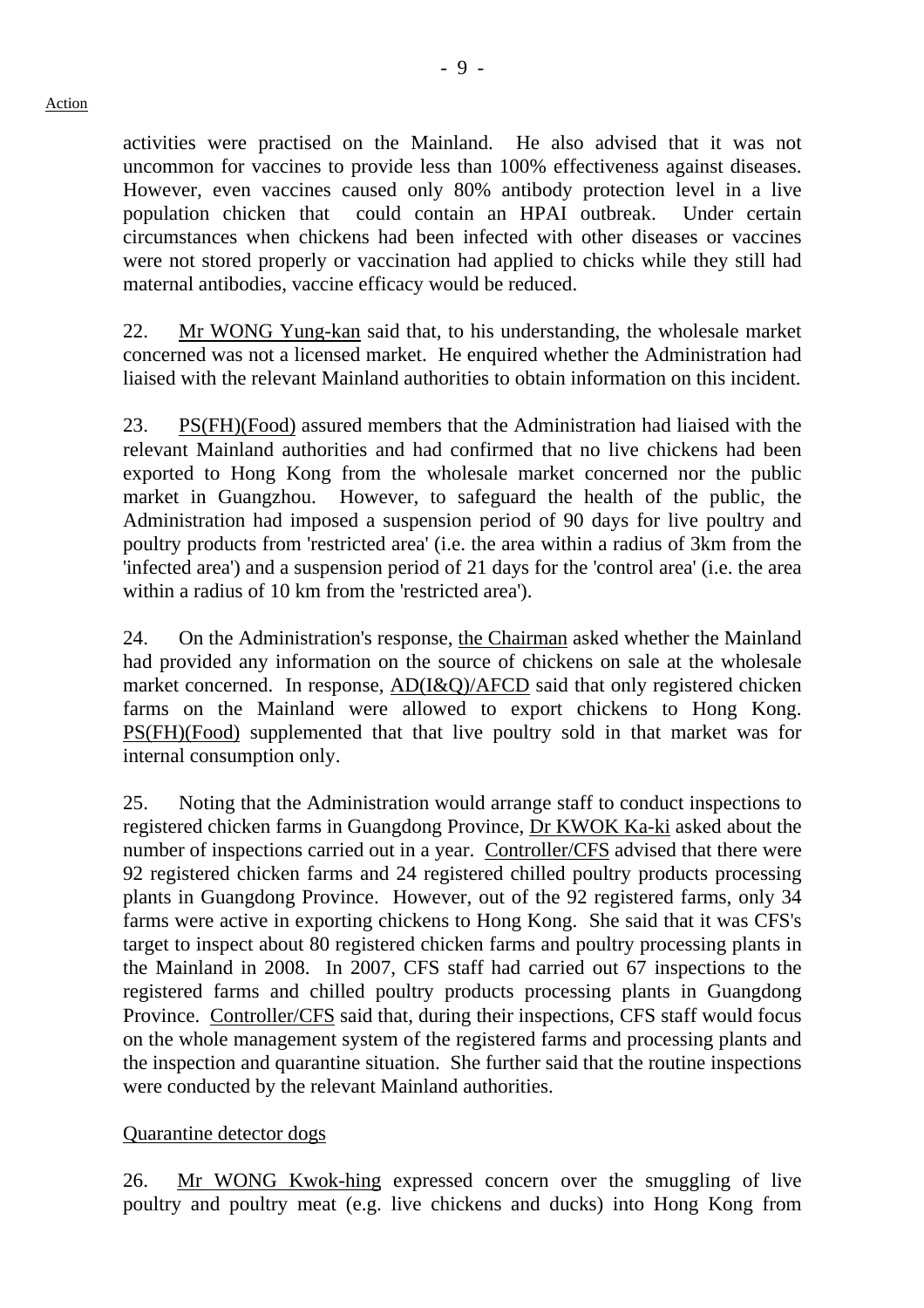activities were practised on the Mainland. He also advised that it was not uncommon for vaccines to provide less than 100% effectiveness against diseases. However, even vaccines caused only 80% antibody protection level in a live population chicken that could contain an HPAI outbreak. Under certain circumstances when chickens had been infected with other diseases or vaccines were not stored properly or vaccination had applied to chicks while they still had maternal antibodies, vaccine efficacy would be reduced.

22. Mr WONG Yung-kan said that, to his understanding, the wholesale market concerned was not a licensed market. He enquired whether the Administration had liaised with the relevant Mainland authorities to obtain information on this incident.

23. PS(FH)(Food) assured members that the Administration had liaised with the relevant Mainland authorities and had confirmed that no live chickens had been exported to Hong Kong from the wholesale market concerned nor the public market in Guangzhou. However, to safeguard the health of the public, the Administration had imposed a suspension period of 90 days for live poultry and poultry products from 'restricted area' (i.e. the area within a radius of 3km from the 'infected area') and a suspension period of 21 days for the 'control area' (i.e. the area within a radius of 10 km from the 'restricted area').

24. On the Administration's response, the Chairman asked whether the Mainland had provided any information on the source of chickens on sale at the wholesale market concerned. In response, AD(I&Q)/AFCD said that only registered chicken farms on the Mainland were allowed to export chickens to Hong Kong. PS(FH)(Food) supplemented that that live poultry sold in that market was for internal consumption only.

25. Noting that the Administration would arrange staff to conduct inspections to registered chicken farms in Guangdong Province, Dr KWOK Ka-ki asked about the number of inspections carried out in a year. Controller/CFS advised that there were 92 registered chicken farms and 24 registered chilled poultry products processing plants in Guangdong Province. However, out of the 92 registered farms, only 34 farms were active in exporting chickens to Hong Kong. She said that it was CFS's target to inspect about 80 registered chicken farms and poultry processing plants in the Mainland in 2008. In 2007, CFS staff had carried out 67 inspections to the registered farms and chilled poultry products processing plants in Guangdong Province. Controller/CFS said that, during their inspections, CFS staff would focus on the whole management system of the registered farms and processing plants and the inspection and quarantine situation. She further said that the routine inspections were conducted by the relevant Mainland authorities.

Quarantine detector dogs

26. Mr WONG Kwok-hing expressed concern over the smuggling of live poultry and poultry meat (e.g. live chickens and ducks) into Hong Kong from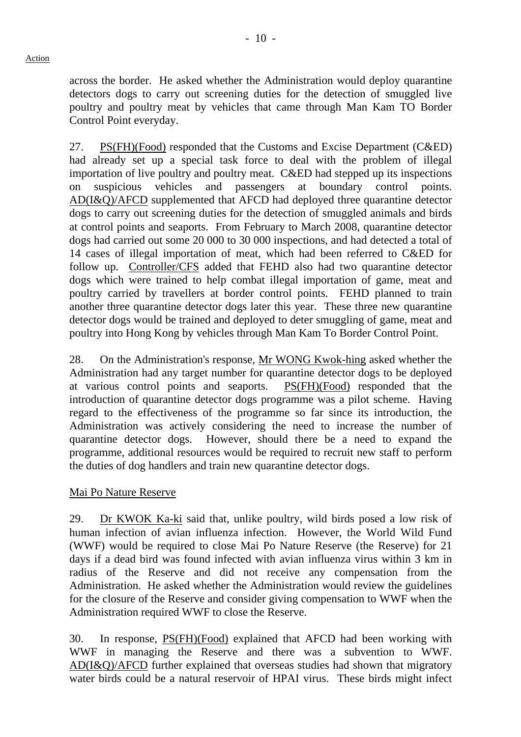across the border. He asked whether the Administration would deploy quarantine detectors dogs to carry out screening duties for the detection of smuggled live poultry and poultry meat by vehicles that came through Man Kam TO Border Control Point everyday.

27. PS(FH)(Food) responded that the Customs and Excise Department (C&ED) had already set up a special task force to deal with the problem of illegal importation of live poultry and poultry meat. C&ED had stepped up its inspections on suspicious vehicles and passengers at boundary control points. AD(I&Q)/AFCD supplemented that AFCD had deployed three quarantine detector dogs to carry out screening duties for the detection of smuggled animals and birds at control points and seaports. From February to March 2008, quarantine detector dogs had carried out some 20 000 to 30 000 inspections, and had detected a total of 14 cases of illegal importation of meat, which had been referred to C&ED for follow up. Controller/CFS added that FEHD also had two quarantine detector dogs which were trained to help combat illegal importation of game, meat and poultry carried by travellers at border control points. FEHD planned to train another three quarantine detector dogs later this year. These three new quarantine detector dogs would be trained and deployed to deter smuggling of game, meat and poultry into Hong Kong by vehicles through Man Kam To Border Control Point.

28. On the Administration's response, Mr WONG Kwok-hing asked whether the Administration had any target number for quarantine detector dogs to be deployed at various control points and seaports. PS(FH)(Food) responded that the introduction of quarantine detector dogs programme was a pilot scheme. Having regard to the effectiveness of the programme so far since its introduction, the Administration was actively considering the need to increase the number of quarantine detector dogs. However, should there be a need to expand the programme, additional resources would be required to recruit new staff to perform the duties of dog handlers and train new quarantine detector dogs.

Mai Po Nature Reserve

29. Dr KWOK Ka-ki said that, unlike poultry, wild birds posed a low risk of human infection of avian influenza infection. However, the World Wild Fund (WWF) would be required to close Mai Po Nature Reserve (the Reserve) for 21 days if a dead bird was found infected with avian influenza virus within 3 km in radius of the Reserve and did not receive any compensation from the Administration. He asked whether the Administration would review the guidelines for the closure of the Reserve and consider giving compensation to WWF when the Administration required WWF to close the Reserve.

30. In response, PS(FH)(Food) explained that AFCD had been working with WWF in managing the Reserve and there was a subvention to WWF. AD(I&Q)/AFCD further explained that overseas studies had shown that migratory water birds could be a natural reservoir of HPAI virus. These birds might infect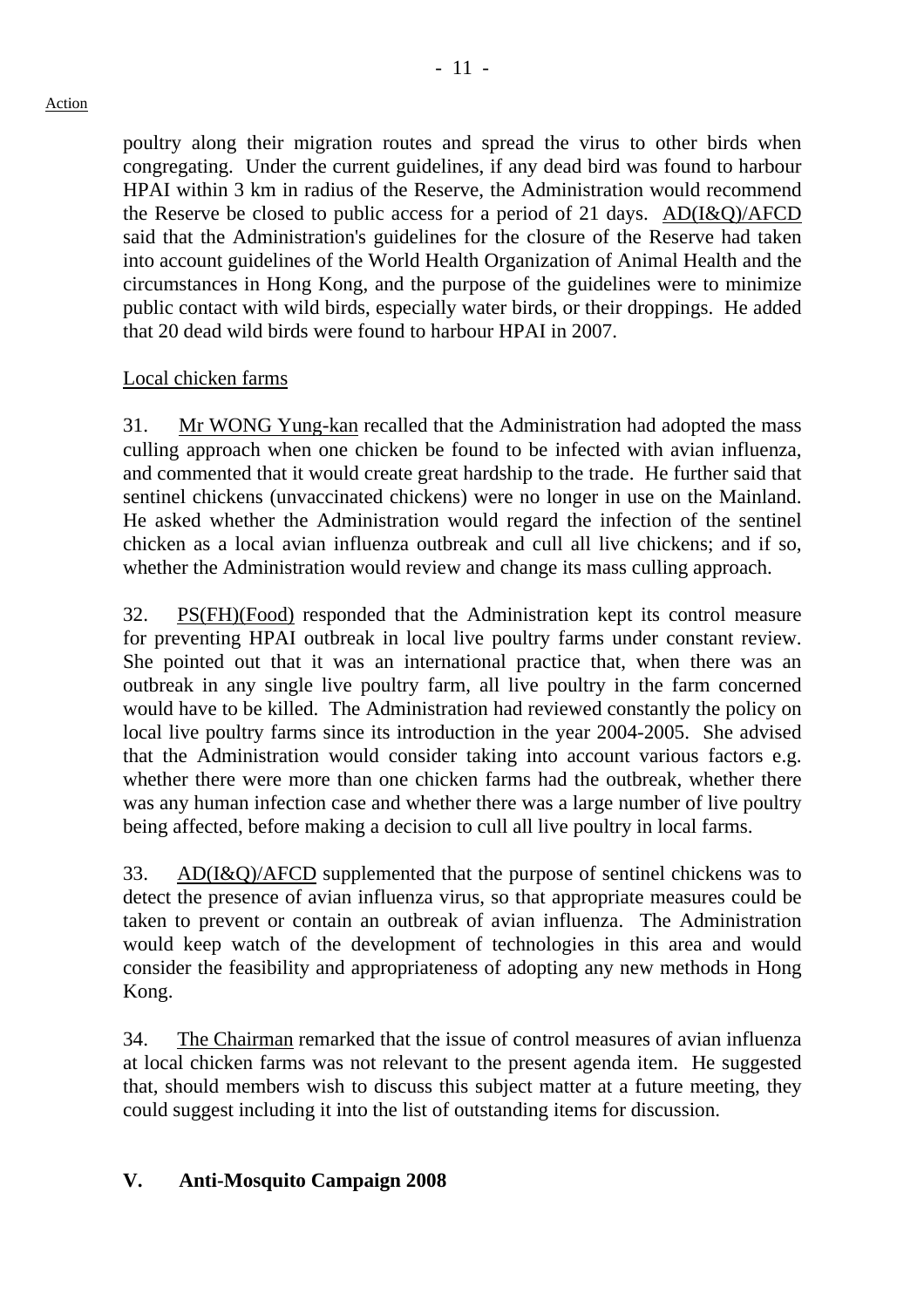poultry along their migration routes and spread the virus to other birds when congregating. Under the current guidelines, if any dead bird was found to harbour HPAI within 3 km in radius of the Reserve, the Administration would recommend the Reserve be closed to public access for a period of 21 days. AD(I&Q)/AFCD said that the Administration's guidelines for the closure of the Reserve had taken into account guidelines of the World Health Organization of Animal Health and the circumstances in Hong Kong, and the purpose of the guidelines were to minimize public contact with wild birds, especially water birds, or their droppings. He added that 20 dead wild birds were found to harbour HPAI in 2007.

Local chicken farms

31. Mr WONG Yung-kan recalled that the Administration had adopted the mass culling approach when one chicken be found to be infected with avian influenza, and commented that it would create great hardship to the trade. He further said that sentinel chickens (unvaccinated chickens) were no longer in use on the Mainland. He asked whether the Administration would regard the infection of the sentinel chicken as a local avian influenza outbreak and cull all live chickens; and if so, whether the Administration would review and change its mass culling approach.

32. PS(FH)(Food) responded that the Administration kept its control measure for preventing HPAI outbreak in local live poultry farms under constant review. She pointed out that it was an international practice that, when there was an outbreak in any single live poultry farm, all live poultry in the farm concerned would have to be killed. The Administration had reviewed constantly the policy on local live poultry farms since its introduction in the year 2004-2005. She advised that the Administration would consider taking into account various factors e.g. whether there were more than one chicken farms had the outbreak, whether there was any human infection case and whether there was a large number of live poultry being affected, before making a decision to cull all live poultry in local farms.

33. AD(I&Q)/AFCD supplemented that the purpose of sentinel chickens was to detect the presence of avian influenza virus, so that appropriate measures could be taken to prevent or contain an outbreak of avian influenza. The Administration would keep watch of the development of technologies in this area and would consider the feasibility and appropriateness of adopting any new methods in Hong Kong.

34. The Chairman remarked that the issue of control measures of avian influenza at local chicken farms was not relevant to the present agenda item. He suggested that, should members wish to discuss this subject matter at a future meeting, they could suggest including it into the list of outstanding items for discussion.

## V. Anti-Mosquito Campaign 2008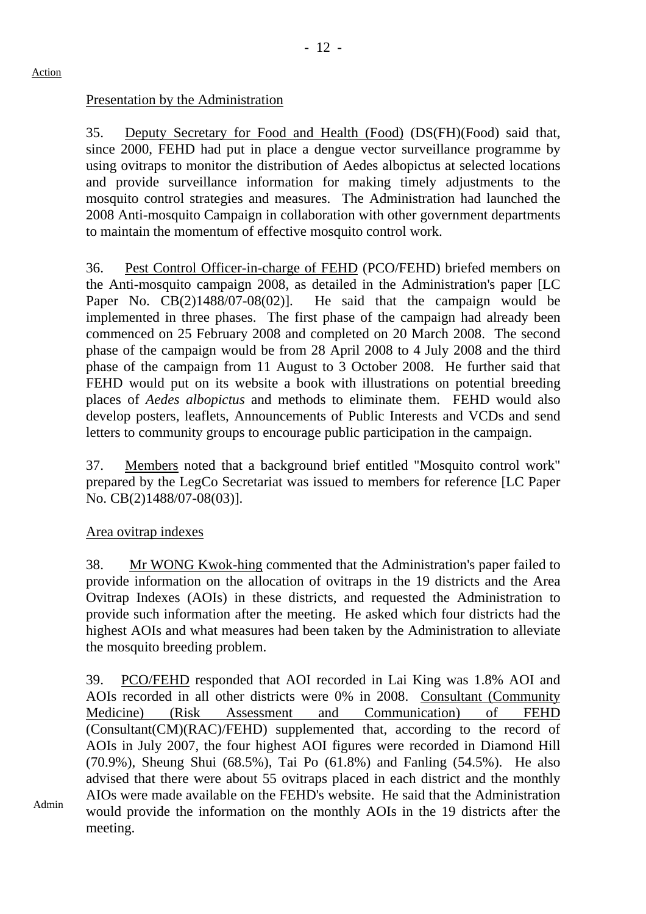Action

Presentation by the Administration

35. Deputy Secretary for Food and Health (Food) (DS(FH)(Food) said that, since 2000, FEHD had put in place a dengue vector surveillance programme by using ovitraps to monitor the distribution of Aedes albopictus at selected locations and provide surveillance information for making timely adjustments to the mosquito control strategies and measures. The Administration had launched the 2008 Anti-mosquito Campaign in collaboration with other government departments to maintain the momentum of effective mosquito control work.

36. Pest Control Officer-in-charge of FEHD (PCO/FEHD) briefed members on the Anti-mosquito campaign 2008, as detailed in the Administration's paper [LC Paper No. CB(2)1488/07-08(02)]. He said that the campaign would be implemented in three phases. The first phase of the campaign had already been commenced on 25 February 2008 and completed on 20 March 2008. The second phase of the campaign would be from 28 April 2008 to 4 July 2008 and the third phase of the campaign from 11 August to 3 October 2008. He further said that FEHD would put on its website a book with illustrations on potential breeding places of *Aedes albopictus* and methods to eliminate them. FEHD would also develop posters, leaflets, Announcements of Public Interests and VCDs and send letters to community groups to encourage public participation in the campaign.

37. Members noted that a background brief entitled "Mosquito control work" prepared by the LegCo Secretariat was issued to members for reference [LC Paper No. CB(2)1488/07-08(03)].

Area ovitrap indexes

38. Mr WONG Kwok-hing commented that the Administration's paper failed to provide information on the allocation of ovitraps in the 19 districts and the Area Ovitrap Indexes (AOIs) in these districts, and requested the Administration to provide such information after the meeting. He asked which four districts had the highest AOIs and what measures had been taken by the Administration to alleviate the mosquito breeding problem.

39. PCO/FEHD responded that AOI recorded in Lai King was 1.8% AOI and AOIs recorded in all other districts were 0% in 2008. Consultant (Community Medicine) (Risk Assessment and Communication) of FEHD (Consultant(CM)(RAC)/FEHD) supplemented that, according to the record of AOIs in July 2007, the four highest AOI figures were recorded in Diamond Hill (70.9%), Sheung Shui (68.5%), Tai Po (61.8%) and Fanling (54.5%). He also advised that there were about 55 ovitraps placed in each district and the monthly AIOs were made available on the FEHD's website. He said that the Administration would provide the information on the monthly AOIs in the 19 districts after the meeting.

Admin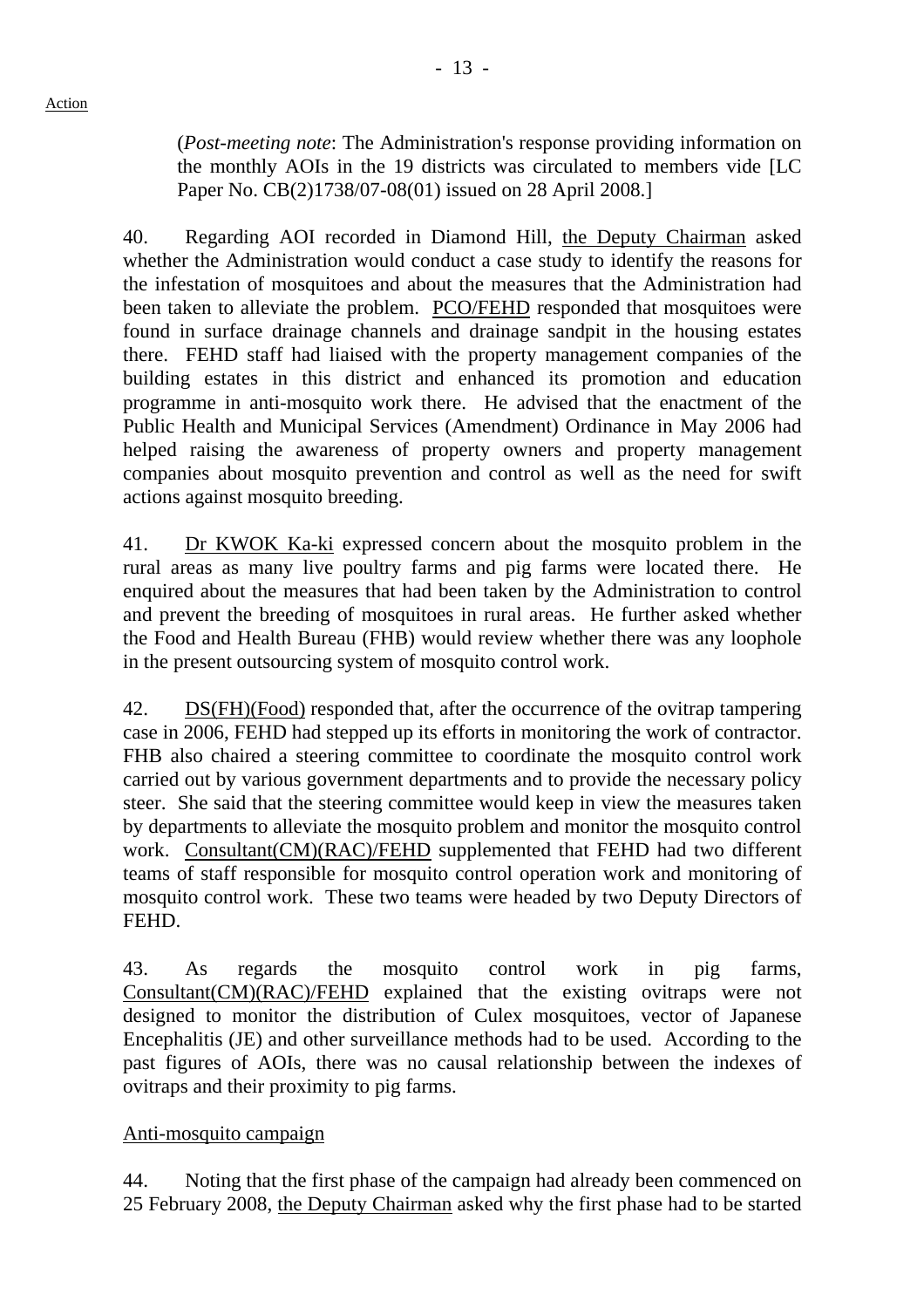(*Post-meeting note*: The Administration's response providing information on the monthly AOIs in the 19 districts was circulated to members vide [LC Paper No. CB(2)1738/07-08(01) issued on 28 April 2008.]

40. Regarding AOI recorded in Diamond Hill, the Deputy Chairman asked whether the Administration would conduct a case study to identify the reasons for the infestation of mosquitoes and about the measures that the Administration had been taken to alleviate the problem. PCO/FEHD responded that mosquitoes were found in surface drainage channels and drainage sandpit in the housing estates there. FEHD staff had liaised with the property management companies of the building estates in this district and enhanced its promotion and education programme in anti-mosquito work there. He advised that the enactment of the Public Health and Municipal Services (Amendment) Ordinance in May 2006 had helped raising the awareness of property owners and property management companies about mosquito prevention and control as well as the need for swift actions against mosquito breeding.

41. Dr KWOK Ka-ki expressed concern about the mosquito problem in the rural areas as many live poultry farms and pig farms were located there. He enquired about the measures that had been taken by the Administration to control and prevent the breeding of mosquitoes in rural areas. He further asked whether the Food and Health Bureau (FHB) would review whether there was any loophole in the present outsourcing system of mosquito control work.

42. DS(FH)(Food) responded that, after the occurrence of the ovitrap tampering case in 2006, FEHD had stepped up its efforts in monitoring the work of contractor. FHB also chaired a steering committee to coordinate the mosquito control work carried out by various government departments and to provide the necessary policy steer. She said that the steering committee would keep in view the measures taken by departments to alleviate the mosquito problem and monitor the mosquito control work. Consultant(CM)(RAC)/FEHD supplemented that FEHD had two different teams of staff responsible for mosquito control operation work and monitoring of mosquito control work. These two teams were headed by two Deputy Directors of FEHD.

43. As regards the mosquito control work in pig farms, Consultant(CM)(RAC)/FEHD explained that the existing ovitraps were not designed to monitor the distribution of Culex mosquitoes, vector of Japanese Encephalitis (JE) and other surveillance methods had to be used. According to the past figures of AOIs, there was no causal relationship between the indexes of ovitraps and their proximity to pig farms.

Anti-mosquito campaign

44. Noting that the first phase of the campaign had already been commenced on 25 February 2008, the Deputy Chairman asked why the first phase had to be started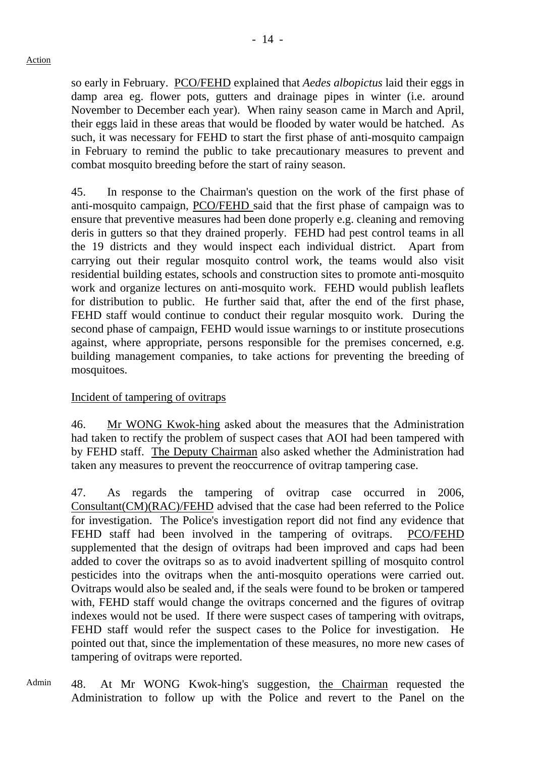so early in February. PCO/FEHD explained that *Aedes albopictus* laid their eggs in damp area eg. flower pots, gutters and drainage pipes in winter (i.e. around November to December each year). When rainy season came in March and April, their eggs laid in these areas that would be flooded by water would be hatched. As such, it was necessary for FEHD to start the first phase of anti-mosquito campaign in February to remind the public to take precautionary measures to prevent and combat mosquito breeding before the start of rainy season.

45. In response to the Chairman's question on the work of the first phase of anti-mosquito campaign, PCO/FEHD said that the first phase of campaign was to ensure that preventive measures had been done properly e.g. cleaning and removing deris in gutters so that they drained properly. FEHD had pest control teams in all the 19 districts and they would inspect each individual district. Apart from carrying out their regular mosquito control work, the teams would also visit residential building estates, schools and construction sites to promote anti-mosquito work and organize lectures on anti-mosquito work. FEHD would publish leaflets for distribution to public. He further said that, after the end of the first phase, FEHD staff would continue to conduct their regular mosquito work. During the second phase of campaign, FEHD would issue warnings to or institute prosecutions against, where appropriate, persons responsible for the premises concerned, e.g. building management companies, to take actions for preventing the breeding of mosquitoes.

Incident of tampering of ovitraps

46. Mr WONG Kwok-hing asked about the measures that the Administration had taken to rectify the problem of suspect cases that AOI had been tampered with by FEHD staff. The Deputy Chairman also asked whether the Administration had taken any measures to prevent the reoccurrence of ovitrap tampering case.

47. As regards the tampering of ovitrap case occurred in 2006, Consultant(CM)(RAC)/FEHD advised that the case had been referred to the Police for investigation. The Police's investigation report did not find any evidence that FEHD staff had been involved in the tampering of ovitraps. PCO/FEHD supplemented that the design of ovitraps had been improved and caps had been added to cover the ovitraps so as to avoid inadvertent spilling of mosquito control pesticides into the ovitraps when the anti-mosquito operations were carried out. Ovitraps would also be sealed and, if the seals were found to be broken or tampered with, FEHD staff would change the ovitraps concerned and the figures of ovitrap indexes would not be used. If there were suspect cases of tampering with ovitraps, FEHD staff would refer the suspect cases to the Police for investigation. He pointed out that, since the implementation of these measures, no more new cases of tampering of ovitraps were reported.

Admin

48. At Mr WONG Kwok-hing's suggestion, the Chairman requested the Administration to follow up with the Police and revert to the Panel on the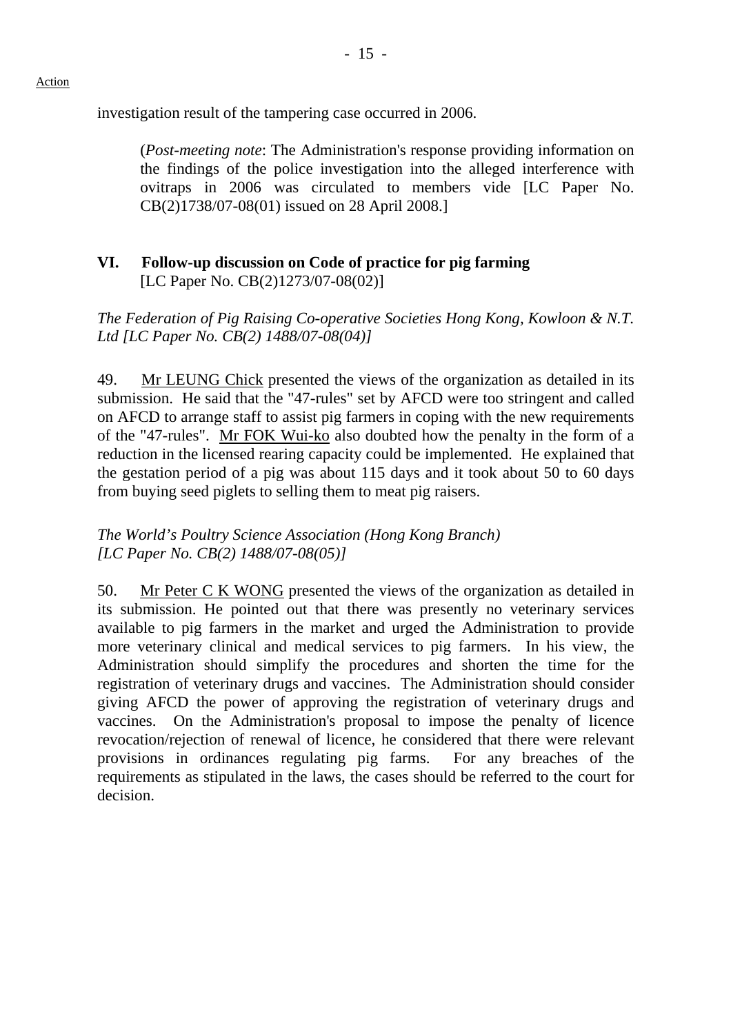investigation result of the tampering case occurred in 2006.

> (*Post-meeting note*: The Administration's response providing information on the findings of the police investigation into the alleged interference with ovitraps in 2006 was circulated to members vide [LC Paper No. CB(2)1738/07-08(01) issued on 28 April 2008.]

## VI. Follow-up discussion on Code of practice for pig farming

[LC Paper No. CB(2)1273/07-08(02)]

*The Federation of Pig Raising Co-operative Societies Hong Kong, Kowloon & N.T. Ltd [LC Paper No. CB(2) 1488/07-08(04)]*

49. Mr LEUNG Chick presented the views of the organization as detailed in its submission. He said that the "47-rules" set by AFCD were too stringent and called on AFCD to arrange staff to assist pig farmers in coping with the new requirements of the "47-rules". Mr FOK Wui-ko also doubted how the penalty in the form of a reduction in the licensed rearing capacity could be implemented. He explained that the gestation period of a pig was about 115 days and it took about 50 to 60 days from buying seed piglets to selling them to meat pig raisers.

*The World's Poultry Science Association (Hong Kong Branch) [LC Paper No. CB(2) 1488/07-08(05)]*

50. Mr Peter C K WONG presented the views of the organization as detailed in its submission. He pointed out that there was presently no veterinary services available to pig farmers in the market and urged the Administration to provide more veterinary clinical and medical services to pig farmers. In his view, the Administration should simplify the procedures and shorten the time for the registration of veterinary drugs and vaccines. The Administration should consider giving AFCD the power of approving the registration of veterinary drugs and vaccines. On the Administration's proposal to impose the penalty of licence revocation/rejection of renewal of licence, he considered that there were relevant provisions in ordinances regulating pig farms. For any breaches of the requirements as stipulated in the laws, the cases should be referred to the court for decision.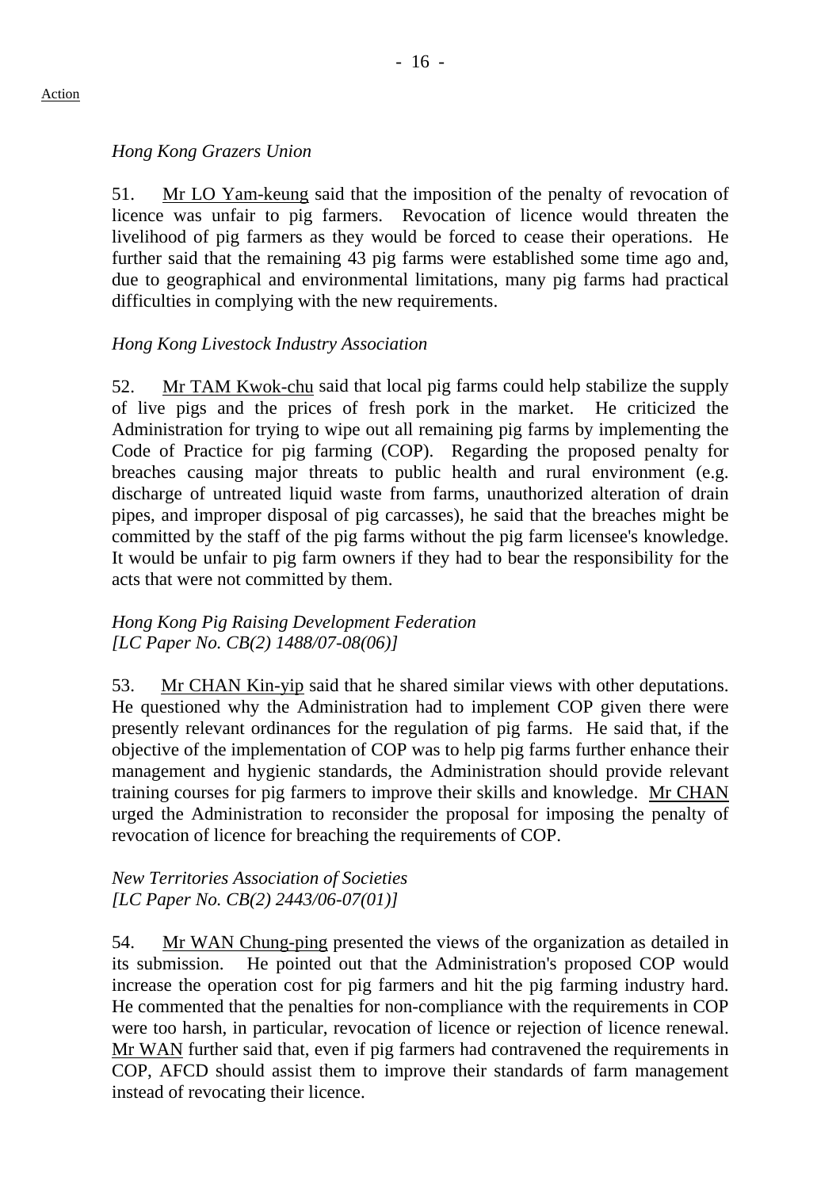*Hong Kong Grazers Union*

51. Mr LO Yam-keung said that the imposition of the penalty of revocation of licence was unfair to pig farmers. Revocation of licence would threaten the livelihood of pig farmers as they would be forced to cease their operations. He further said that the remaining 43 pig farms were established some time ago and, due to geographical and environmental limitations, many pig farms had practical difficulties in complying with the new requirements.

*Hong Kong Livestock Industry Association*

52. Mr TAM Kwok-chu said that local pig farms could help stabilize the supply of live pigs and the prices of fresh pork in the market. He criticized the Administration for trying to wipe out all remaining pig farms by implementing the Code of Practice for pig farming (COP). Regarding the proposed penalty for breaches causing major threats to public health and rural environment (e.g. discharge of untreated liquid waste from farms, unauthorized alteration of drain pipes, and improper disposal of pig carcasses), he said that the breaches might be committed by the staff of the pig farms without the pig farm licensee's knowledge. It would be unfair to pig farm owners if they had to bear the responsibility for the acts that were not committed by them.

*Hong Kong Pig Raising Development Federation*
*[LC Paper No. CB(2) 1488/07-08(06)]*

53. Mr CHAN Kin-yip said that he shared similar views with other deputations. He questioned why the Administration had to implement COP given there were presently relevant ordinances for the regulation of pig farms. He said that, if the objective of the implementation of COP was to help pig farms further enhance their management and hygienic standards, the Administration should provide relevant training courses for pig farmers to improve their skills and knowledge. Mr CHAN urged the Administration to reconsider the proposal for imposing the penalty of revocation of licence for breaching the requirements of COP.

*New Territories Association of Societies*
*[LC Paper No. CB(2) 2443/06-07(01)]*

54. Mr WAN Chung-ping presented the views of the organization as detailed in its submission. He pointed out that the Administration's proposed COP would increase the operation cost for pig farmers and hit the pig farming industry hard. He commented that the penalties for non-compliance with the requirements in COP were too harsh, in particular, revocation of licence or rejection of licence renewal. Mr WAN further said that, even if pig farmers had contravened the requirements in COP, AFCD should assist them to improve their standards of farm management instead of revocating their licence.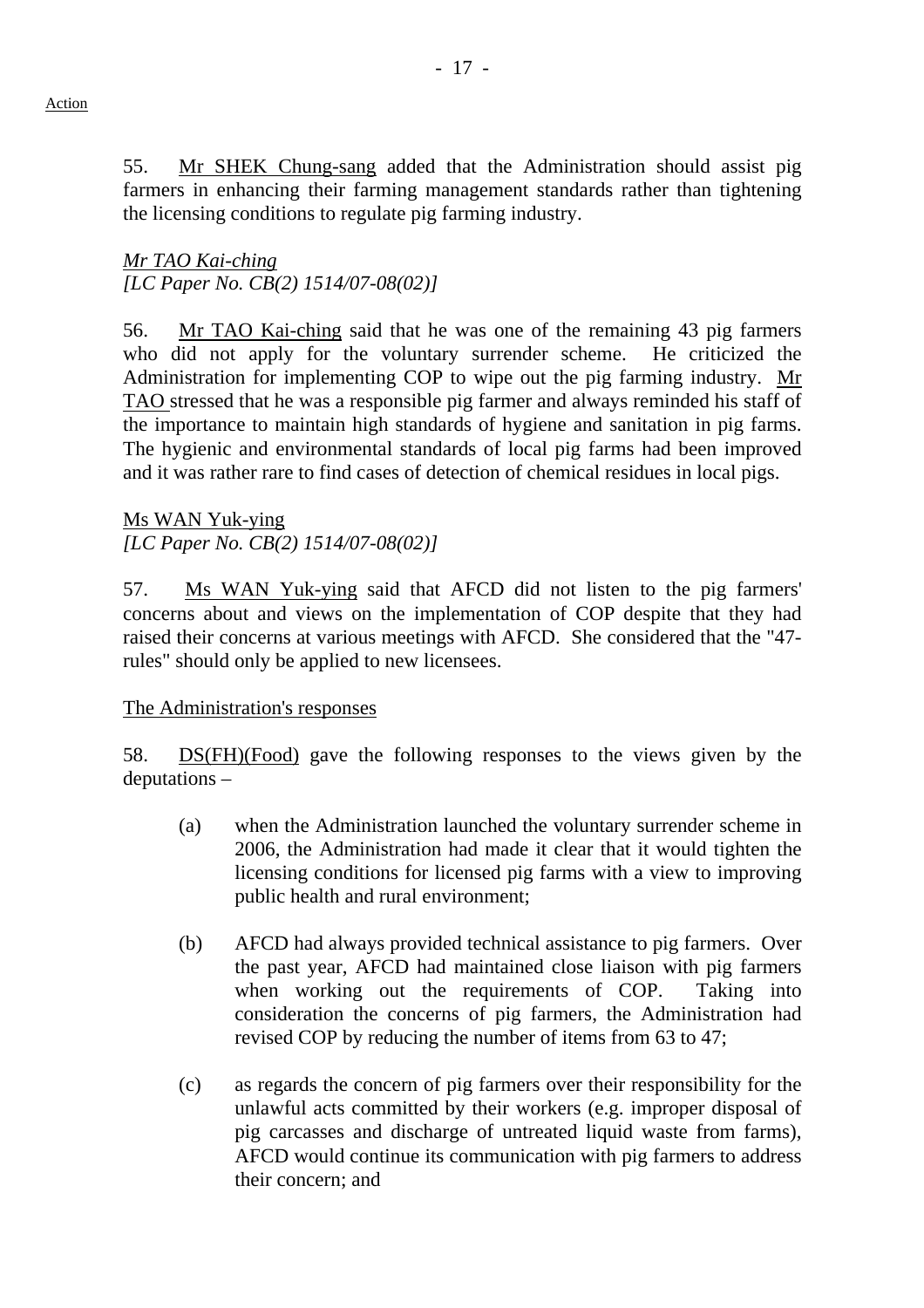55. Mr SHEK Chung-sang added that the Administration should assist pig farmers in enhancing their farming management standards rather than tightening the licensing conditions to regulate pig farming industry.

*Mr TAO Kai-ching*
*[LC Paper No. CB(2) 1514/07-08(02)]*

56. Mr TAO Kai-ching said that he was one of the remaining 43 pig farmers who did not apply for the voluntary surrender scheme. He criticized the Administration for implementing COP to wipe out the pig farming industry. Mr TAO stressed that he was a responsible pig farmer and always reminded his staff of the importance to maintain high standards of hygiene and sanitation in pig farms. The hygienic and environmental standards of local pig farms had been improved and it was rather rare to find cases of detection of chemical residues in local pigs.

Ms WAN Yuk-ying
*[LC Paper No. CB(2) 1514/07-08(02)]*

57. Ms WAN Yuk-ying said that AFCD did not listen to the pig farmers' concerns about and views on the implementation of COP despite that they had raised their concerns at various meetings with AFCD. She considered that the "47-rules" should only be applied to new licensees.

The Administration's responses

58. DS(FH)(Food) gave the following responses to the views given by the deputations –

(a) when the Administration launched the voluntary surrender scheme in 2006, the Administration had made it clear that it would tighten the licensing conditions for licensed pig farms with a view to improving public health and rural environment;

(b) AFCD had always provided technical assistance to pig farmers. Over the past year, AFCD had maintained close liaison with pig farmers when working out the requirements of COP. Taking into consideration the concerns of pig farmers, the Administration had revised COP by reducing the number of items from 63 to 47;

(c) as regards the concern of pig farmers over their responsibility for the unlawful acts committed by their workers (e.g. improper disposal of pig carcasses and discharge of untreated liquid waste from farms), AFCD would continue its communication with pig farmers to address their concern; and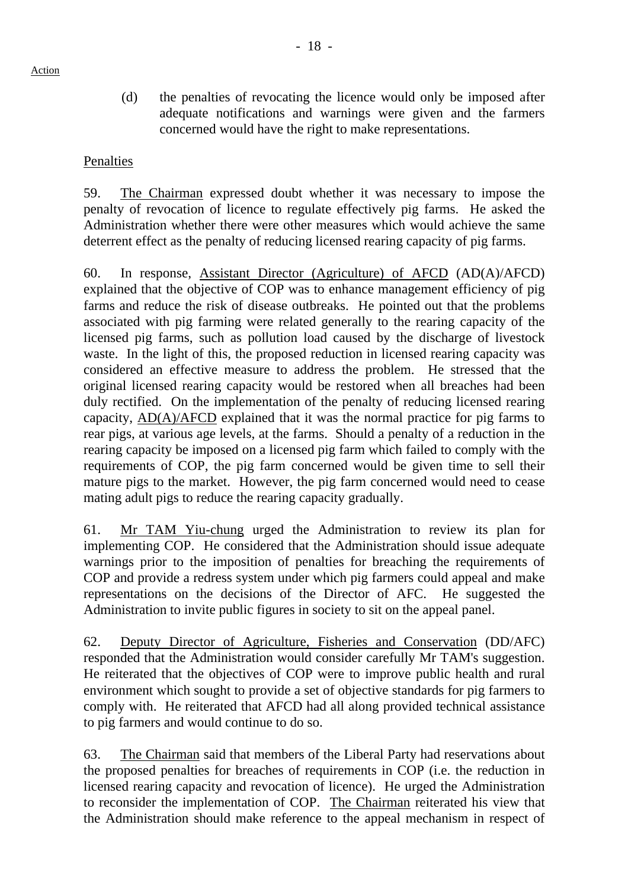Action

(d) the penalties of revocating the licence would only be imposed after adequate notifications and warnings were given and the farmers concerned would have the right to make representations.

Penalties

59. The Chairman expressed doubt whether it was necessary to impose the penalty of revocation of licence to regulate effectively pig farms. He asked the Administration whether there were other measures which would achieve the same deterrent effect as the penalty of reducing licensed rearing capacity of pig farms.

60. In response, Assistant Director (Agriculture) of AFCD (AD(A)/AFCD) explained that the objective of COP was to enhance management efficiency of pig farms and reduce the risk of disease outbreaks. He pointed out that the problems associated with pig farming were related generally to the rearing capacity of the licensed pig farms, such as pollution load caused by the discharge of livestock waste. In the light of this, the proposed reduction in licensed rearing capacity was considered an effective measure to address the problem. He stressed that the original licensed rearing capacity would be restored when all breaches had been duly rectified. On the implementation of the penalty of reducing licensed rearing capacity, AD(A)/AFCD explained that it was the normal practice for pig farms to rear pigs, at various age levels, at the farms. Should a penalty of a reduction in the rearing capacity be imposed on a licensed pig farm which failed to comply with the requirements of COP, the pig farm concerned would be given time to sell their mature pigs to the market. However, the pig farm concerned would need to cease mating adult pigs to reduce the rearing capacity gradually.

61. Mr TAM Yiu-chung urged the Administration to review its plan for implementing COP. He considered that the Administration should issue adequate warnings prior to the imposition of penalties for breaching the requirements of COP and provide a redress system under which pig farmers could appeal and make representations on the decisions of the Director of AFC. He suggested the Administration to invite public figures in society to sit on the appeal panel.

62. Deputy Director of Agriculture, Fisheries and Conservation (DD/AFC) responded that the Administration would consider carefully Mr TAM's suggestion. He reiterated that the objectives of COP were to improve public health and rural environment which sought to provide a set of objective standards for pig farmers to comply with. He reiterated that AFCD had all along provided technical assistance to pig farmers and would continue to do so.

63. The Chairman said that members of the Liberal Party had reservations about the proposed penalties for breaches of requirements in COP (i.e. the reduction in licensed rearing capacity and revocation of licence). He urged the Administration to reconsider the implementation of COP. The Chairman reiterated his view that the Administration should make reference to the appeal mechanism in respect of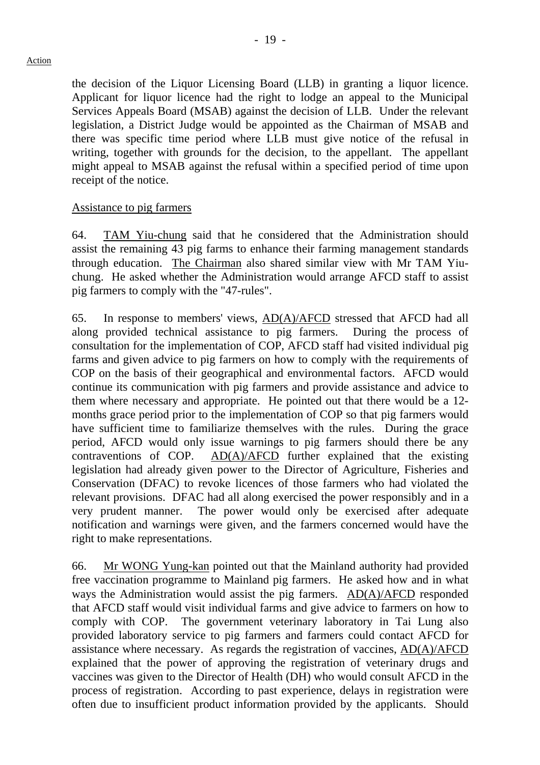the decision of the Liquor Licensing Board (LLB) in granting a liquor licence. Applicant for liquor licence had the right to lodge an appeal to the Municipal Services Appeals Board (MSAB) against the decision of LLB. Under the relevant legislation, a District Judge would be appointed as the Chairman of MSAB and there was specific time period where LLB must give notice of the refusal in writing, together with grounds for the decision, to the appellant. The appellant might appeal to MSAB against the refusal within a specified period of time upon receipt of the notice.

Assistance to pig farmers

64. TAM Yiu-chung said that he considered that the Administration should assist the remaining 43 pig farms to enhance their farming management standards through education. The Chairman also shared similar view with Mr TAM Yiu-chung. He asked whether the Administration would arrange AFCD staff to assist pig farmers to comply with the "47-rules".

65. In response to members' views, AD(A)/AFCD stressed that AFCD had all along provided technical assistance to pig farmers. During the process of consultation for the implementation of COP, AFCD staff had visited individual pig farms and given advice to pig farmers on how to comply with the requirements of COP on the basis of their geographical and environmental factors. AFCD would continue its communication with pig farmers and provide assistance and advice to them where necessary and appropriate. He pointed out that there would be a 12-months grace period prior to the implementation of COP so that pig farmers would have sufficient time to familiarize themselves with the rules. During the grace period, AFCD would only issue warnings to pig farmers should there be any contraventions of COP. AD(A)/AFCD further explained that the existing legislation had already given power to the Director of Agriculture, Fisheries and Conservation (DFAC) to revoke licences of those farmers who had violated the relevant provisions. DFAC had all along exercised the power responsibly and in a very prudent manner. The power would only be exercised after adequate notification and warnings were given, and the farmers concerned would have the right to make representations.

66. Mr WONG Yung-kan pointed out that the Mainland authority had provided free vaccination programme to Mainland pig farmers. He asked how and in what ways the Administration would assist the pig farmers. AD(A)/AFCD responded that AFCD staff would visit individual farms and give advice to farmers on how to comply with COP. The government veterinary laboratory in Tai Lung also provided laboratory service to pig farmers and farmers could contact AFCD for assistance where necessary. As regards the registration of vaccines, AD(A)/AFCD explained that the power of approving the registration of veterinary drugs and vaccines was given to the Director of Health (DH) who would consult AFCD in the process of registration. According to past experience, delays in registration were often due to insufficient product information provided by the applicants. Should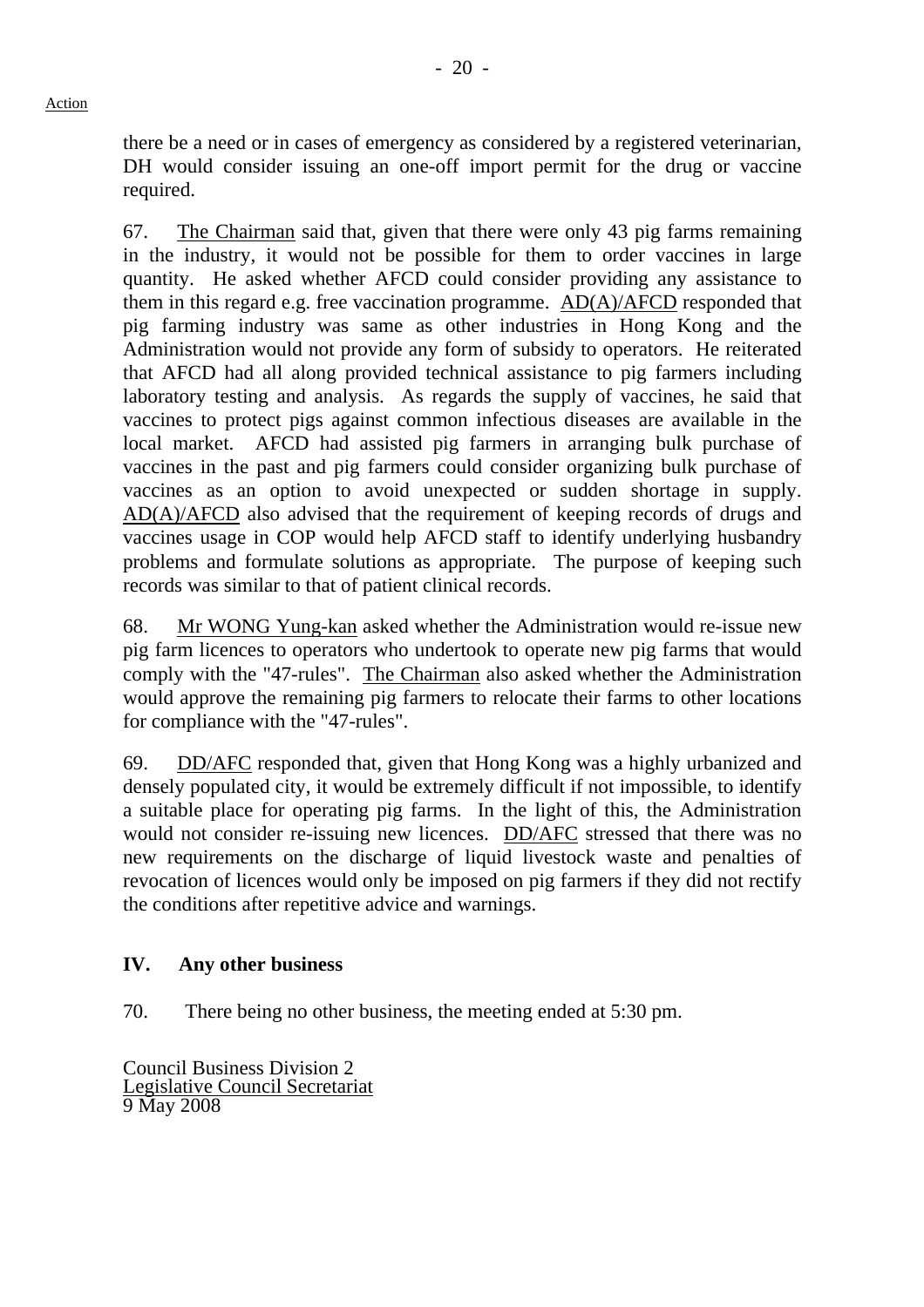there be a need or in cases of emergency as considered by a registered veterinarian, DH would consider issuing an one-off import permit for the drug or vaccine required.

67. The Chairman said that, given that there were only 43 pig farms remaining in the industry, it would not be possible for them to order vaccines in large quantity. He asked whether AFCD could consider providing any assistance to them in this regard e.g. free vaccination programme. AD(A)/AFCD responded that pig farming industry was same as other industries in Hong Kong and the Administration would not provide any form of subsidy to operators. He reiterated that AFCD had all along provided technical assistance to pig farmers including laboratory testing and analysis. As regards the supply of vaccines, he said that vaccines to protect pigs against common infectious diseases are available in the local market. AFCD had assisted pig farmers in arranging bulk purchase of vaccines in the past and pig farmers could consider organizing bulk purchase of vaccines as an option to avoid unexpected or sudden shortage in supply. AD(A)/AFCD also advised that the requirement of keeping records of drugs and vaccines usage in COP would help AFCD staff to identify underlying husbandry problems and formulate solutions as appropriate. The purpose of keeping such records was similar to that of patient clinical records.

68. Mr WONG Yung-kan asked whether the Administration would re-issue new pig farm licences to operators who undertook to operate new pig farms that would comply with the "47-rules". The Chairman also asked whether the Administration would approve the remaining pig farmers to relocate their farms to other locations for compliance with the "47-rules".

69. DD/AFC responded that, given that Hong Kong was a highly urbanized and densely populated city, it would be extremely difficult if not impossible, to identify a suitable place for operating pig farms. In the light of this, the Administration would not consider re-issuing new licences. DD/AFC stressed that there was no new requirements on the discharge of liquid livestock waste and penalties of revocation of licences would only be imposed on pig farmers if they did not rectify the conditions after repetitive advice and warnings.

## IV. Any other business

70. There being no other business, the meeting ended at 5:30 pm.

Council Business Division 2
Legislative Council Secretariat
9 May 2008